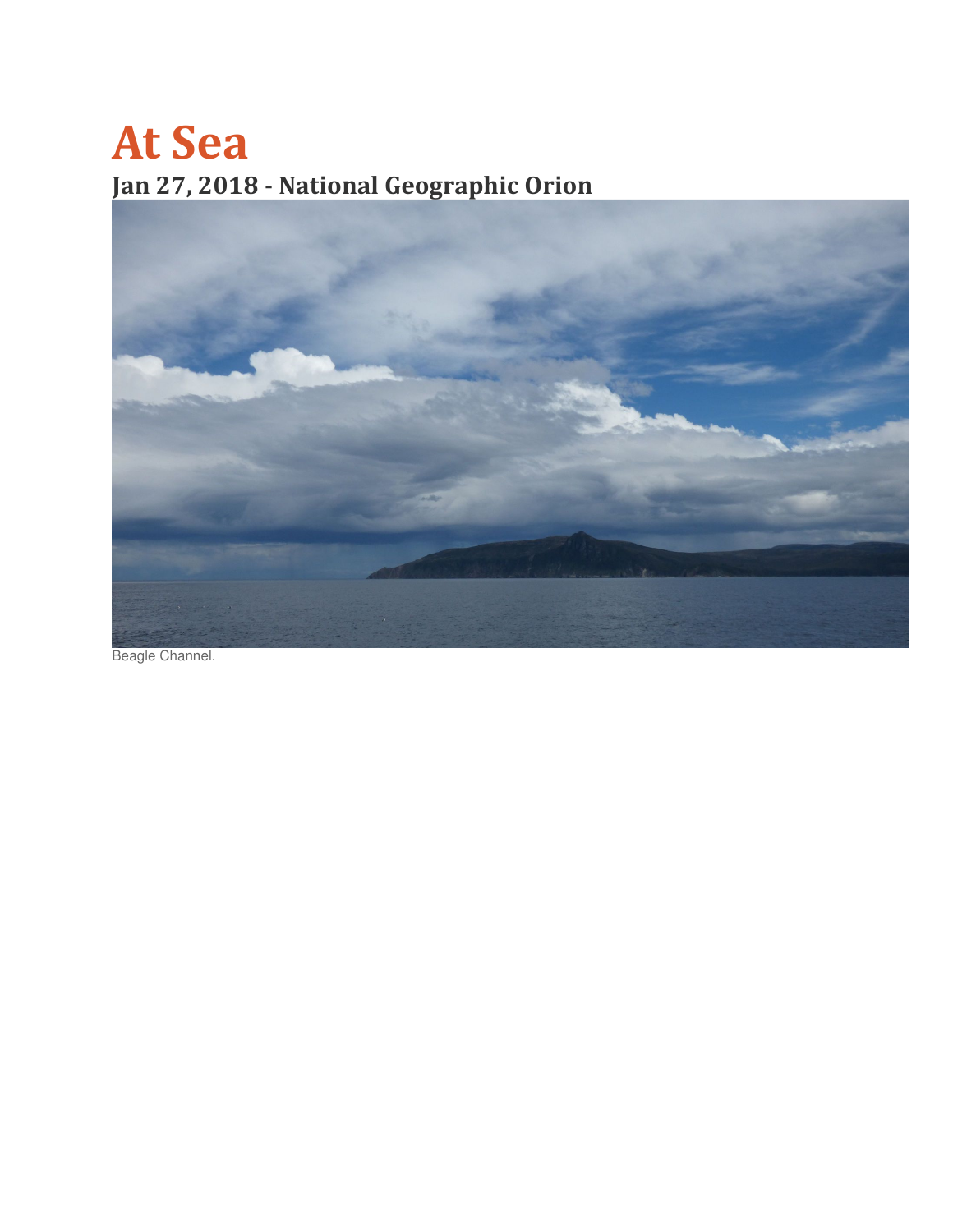# At Sea

## Jan 27, 2018 - National Geographic Orion

Beagle Channel.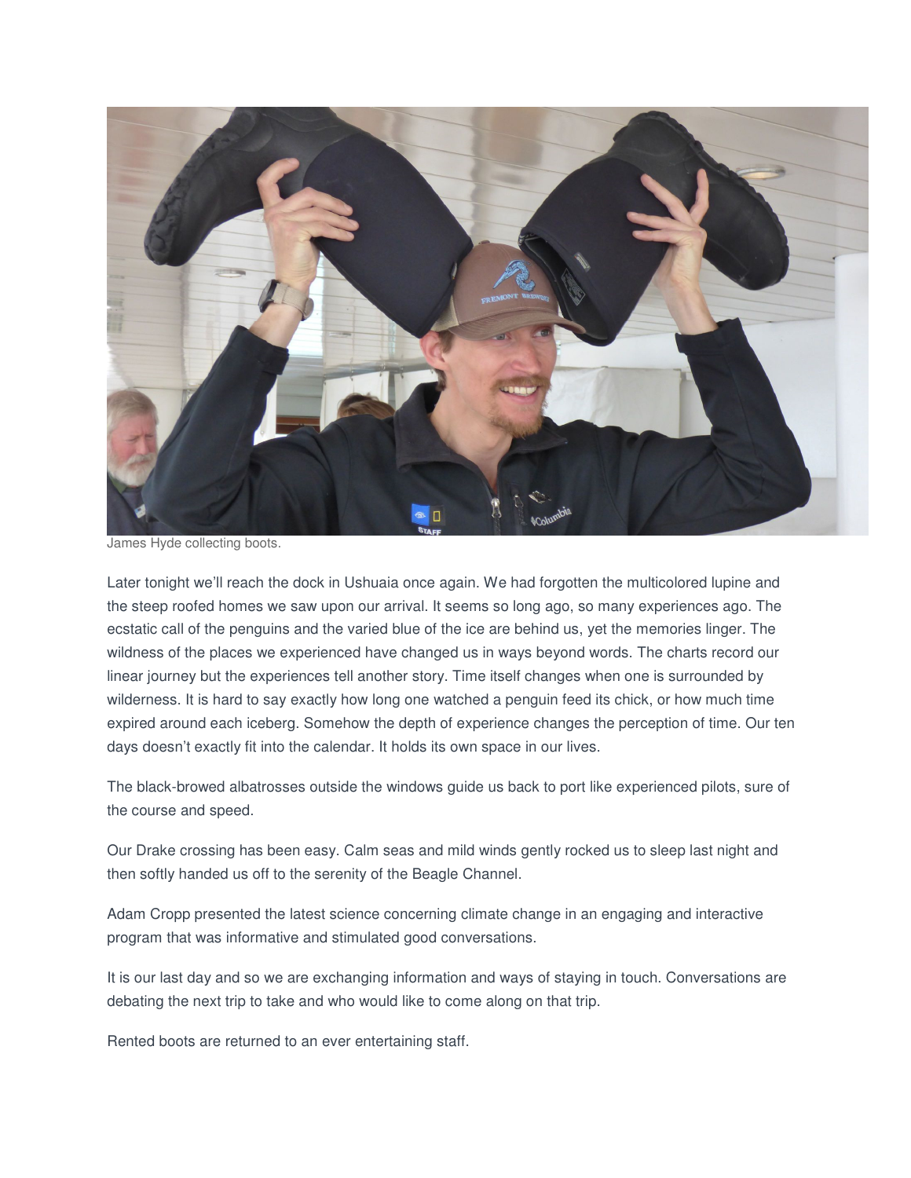James Hyde collecting boots.

Later tonight we'll reach the dock in Ushuaia once again. We had forgotten the multicolored lupine and the steep roofed homes we saw upon our arrival. It seems so long ago, so many experiences ago. The ecstatic call of the penguins and the varied blue of the ice are behind us, yet the memories linger. The wildness of the places we experienced have changed us in ways beyond words. The charts record our linear journey but the experiences tell another story. Time itself changes when one is surrounded by wilderness. It is hard to say exactly how long one watched a penguin feed its chick, or how much time expired around each iceberg. Somehow the depth of experience changes the perception of time. Our ten days doesn't exactly fit into the calendar. It holds its own space in our lives.

The black-browed albatrosses outside the windows guide us back to port like experienced pilots, sure of the course and speed.

Our Drake crossing has been easy. Calm seas and mild winds gently rocked us to sleep last night and then softly handed us off to the serenity of the Beagle Channel.

Adam Cropp presented the latest science concerning climate change in an engaging and interactive program that was informative and stimulated good conversations.

It is our last day and so we are exchanging information and ways of staying in touch. Conversations are debating the next trip to take and who would like to come along on that trip.

Rented boots are returned to an ever entertaining staff.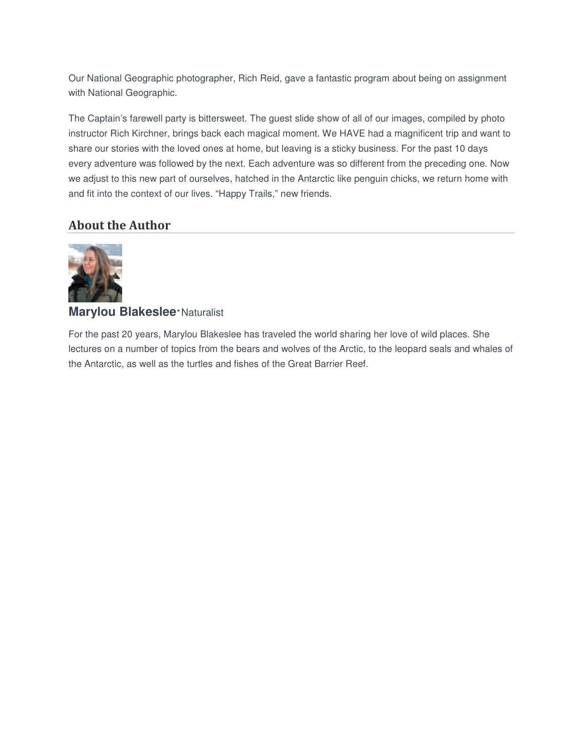Our National Geographic photographer, Rich Reid, gave a fantastic program about being on assignment with National Geographic.

The Captain's farewell party is bittersweet. The guest slide show of all of our images, compiled by photo instructor Rich Kirchner, brings back each magical moment. We HAVE had a magnificent trip and want to share our stories with the loved ones at home, but leaving is a sticky business. For the past 10 days every adventure was followed by the next. Each adventure was so different from the preceding one. Now we adjust to this new part of ourselves, hatched in the Antarctic like penguin chicks, we return home with and fit into the context of our lives. "Happy Trails," new friends.

## About the Author

**Marylou Blakeslee**· Naturalist

For the past 20 years, Marylou Blakeslee has traveled the world sharing her love of wild places. She lectures on a number of topics from the bears and wolves of the Arctic, to the leopard seals and whales of the Antarctic, as well as the turtles and fishes of the Great Barrier Reef.